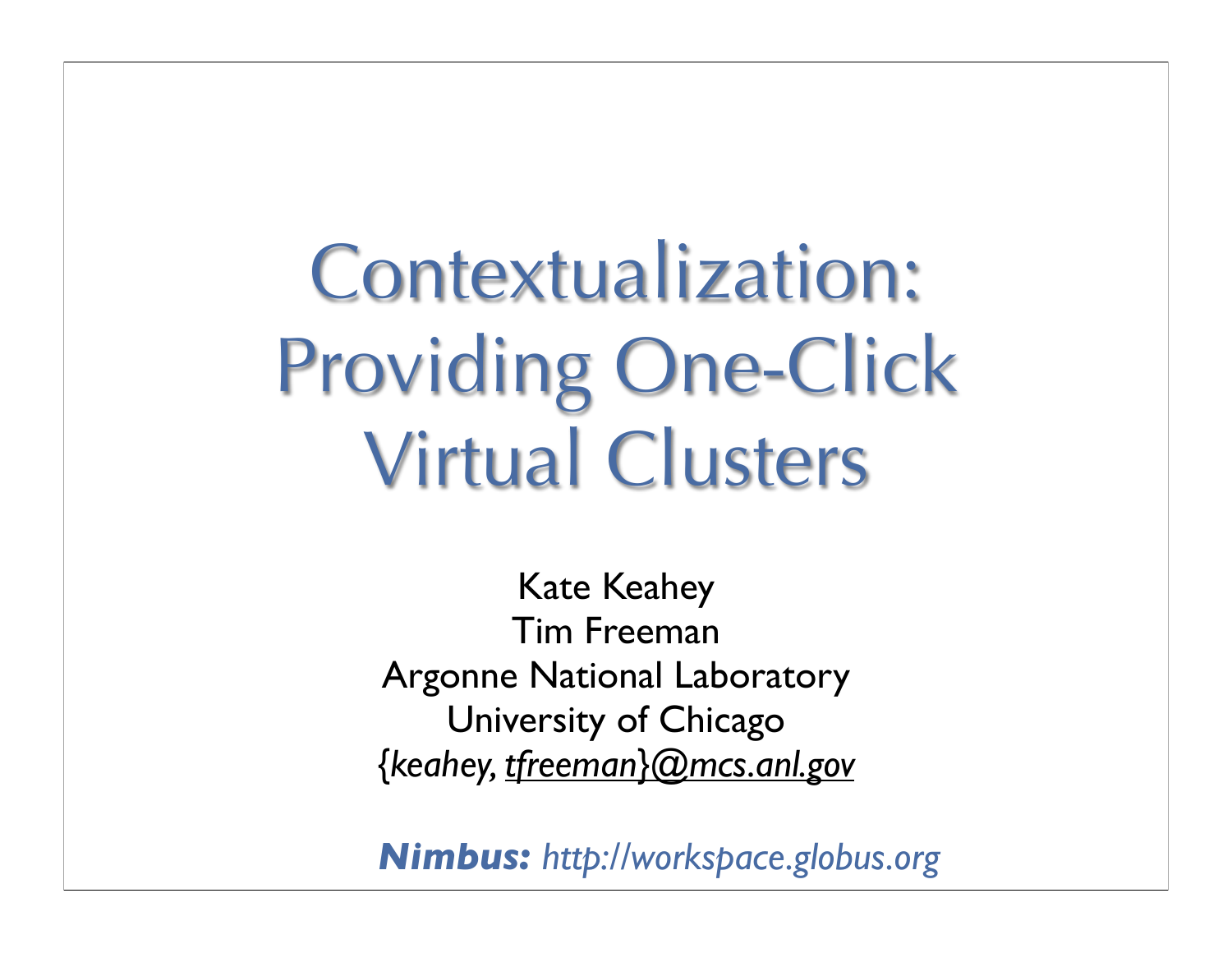# Contextualization: Providing One-Click Virtual Clusters

Kate Keahey
Tim Freeman
Argonne National Laboratory
University of Chicago
*{keahey, tfreeman}@mcs.anl.gov*

***Nimbus:*** *http://workspace.globus.org*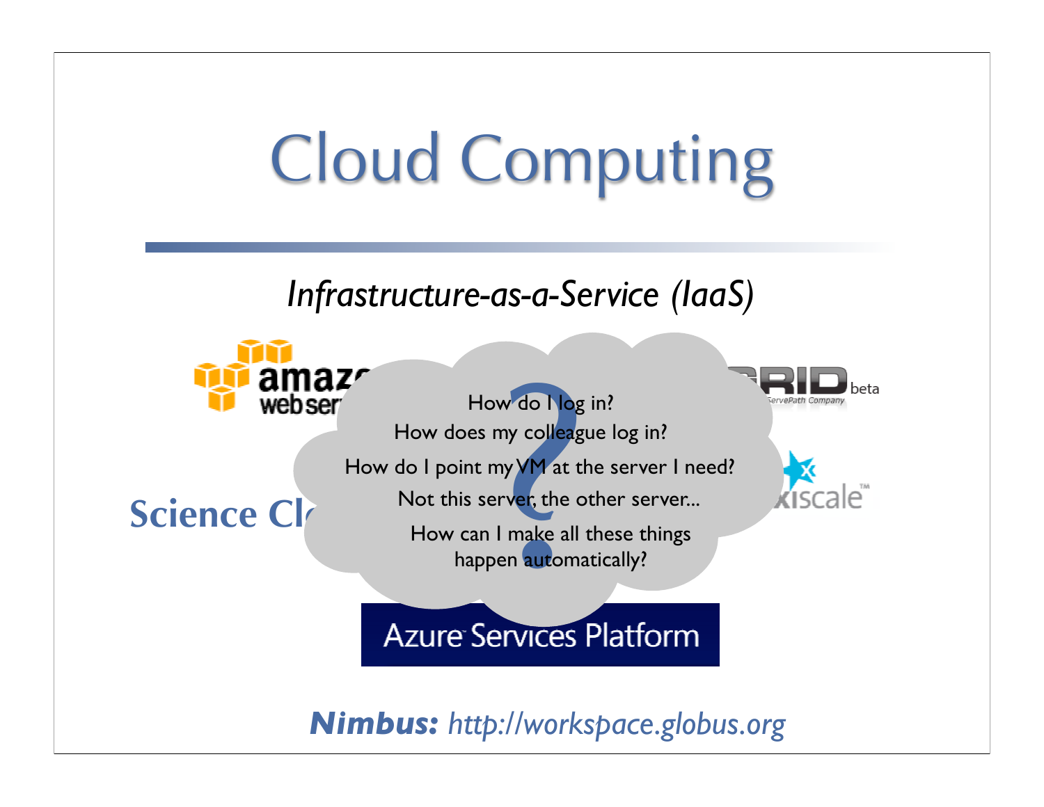# Cloud Computing

*Infrastructure-as-a-Service (IaaS)*

How do I log in?

How does my colleague log in?

How do I point my VM at the server I need?

Not this server, the other server...

How can I make all these things happen automatically?

Science Cl

Azure Services Platform

***Nimbus:*** *http://workspace.globus.org*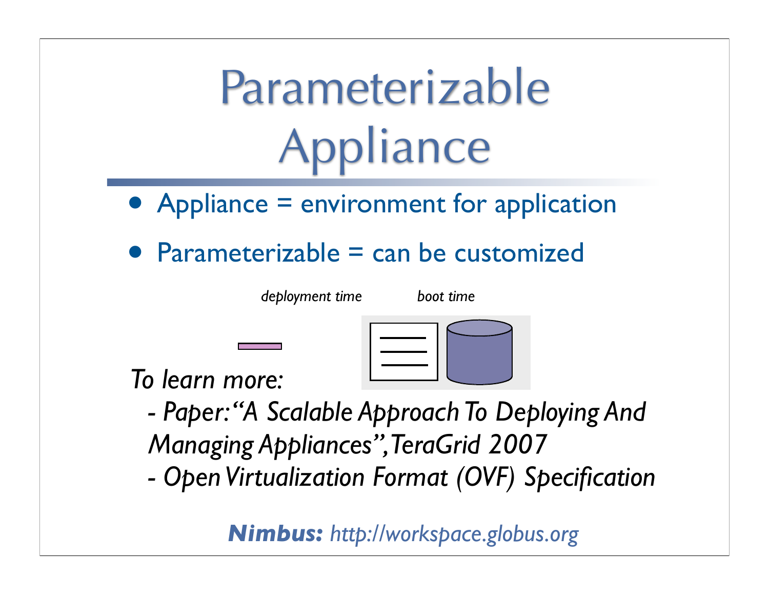# Parameterizable Appliance

- Appliance = environment for application
- Parameterizable = can be customized

*deployment time* *boot time*

*To learn more:*

*- Paper: "A Scalable Approach To Deploying And Managing Appliances", TeraGrid 2007*
*- Open Virtualization Format (OVF) Specification*

***Nimbus:*** *http://workspace.globus.org*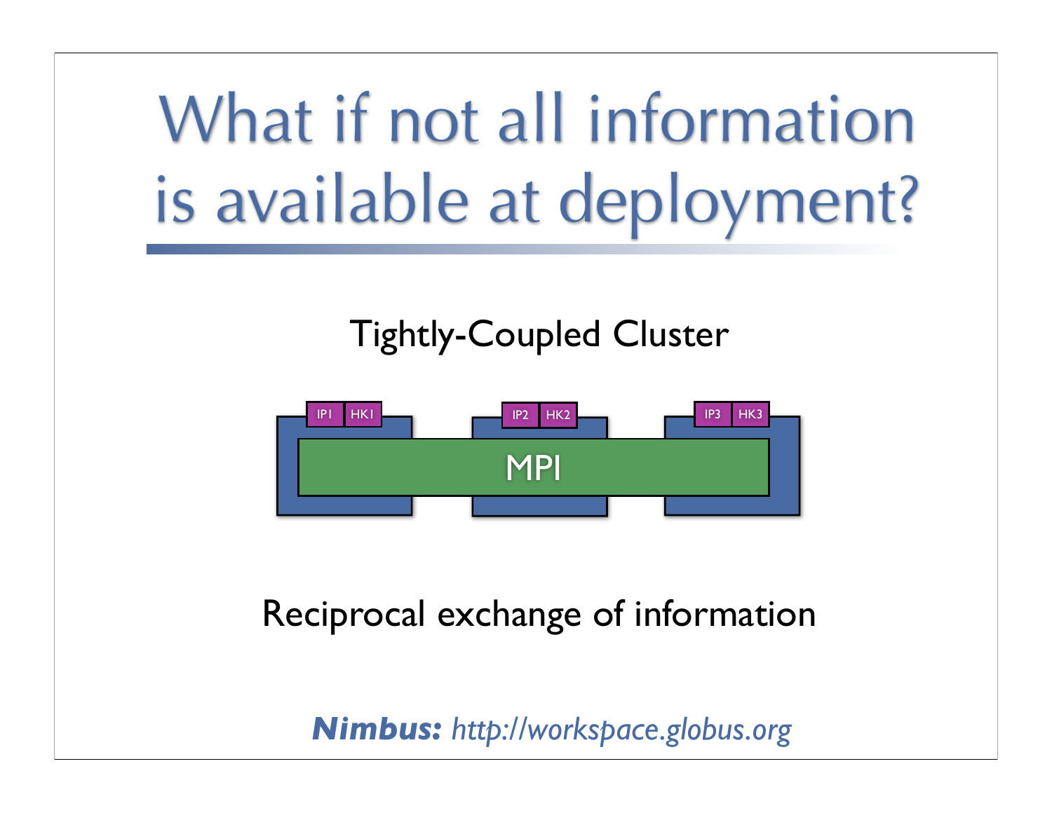# What if not all information is available at deployment?

Tightly-Coupled Cluster

IP1 HK1 | IP2 HK2 | IP3 HK3

MPI

Reciprocal exchange of information

***Nimbus:*** *http://workspace.globus.org*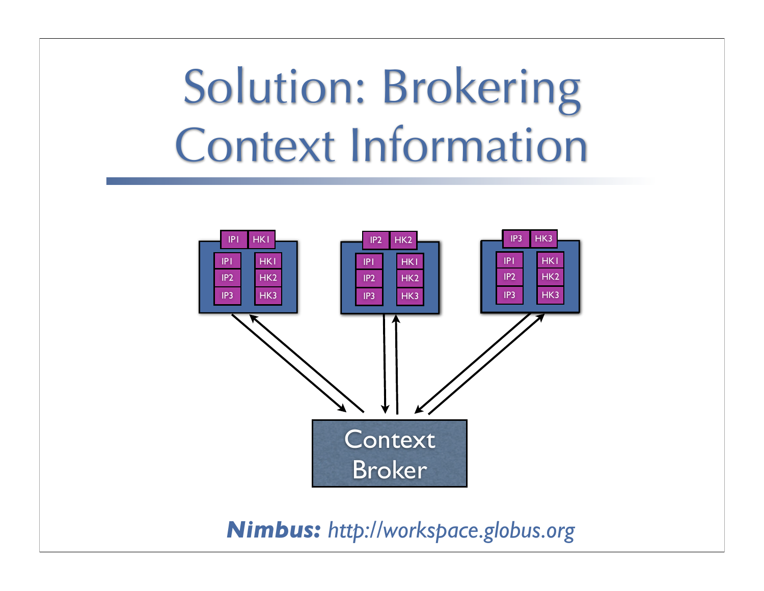# Solution: Brokering Context Information

IP1 HK1

IP1 HK1
IP2 HK2
IP3 HK3

IP2 HK2

IP1 HK1
IP2 HK2
IP3 HK3

IP3 HK3

IP1 HK1
IP2 HK2
IP3 HK3

Context Broker

***Nimbus:*** *http://workspace.globus.org*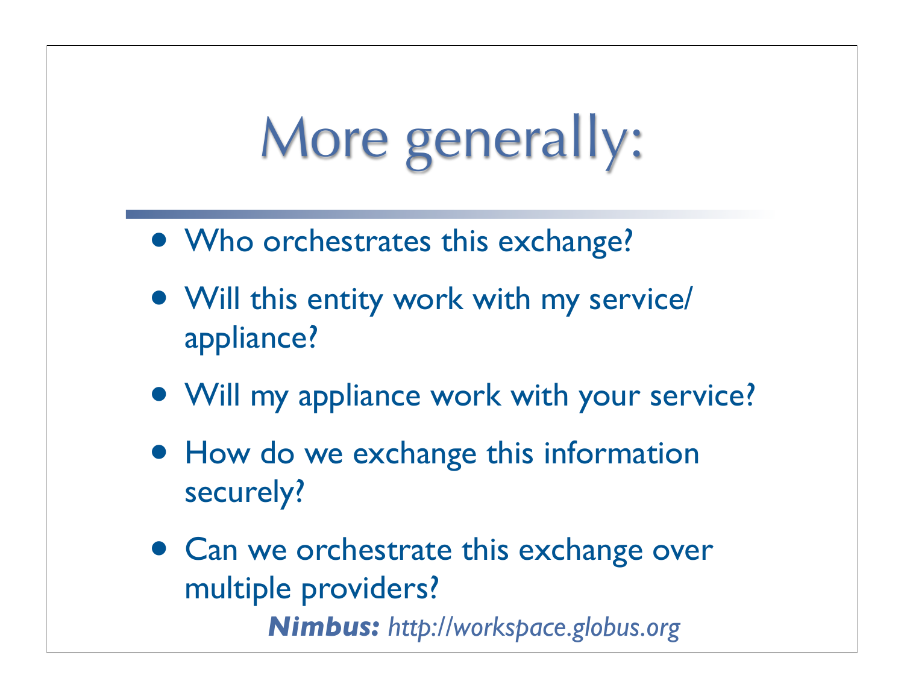# More generally:

- Who orchestrates this exchange?
- Will this entity work with my service/ appliance?
- Will my appliance work with your service?
- How do we exchange this information securely?
- Can we orchestrate this exchange over multiple providers?

***Nimbus:*** *http://workspace.globus.org*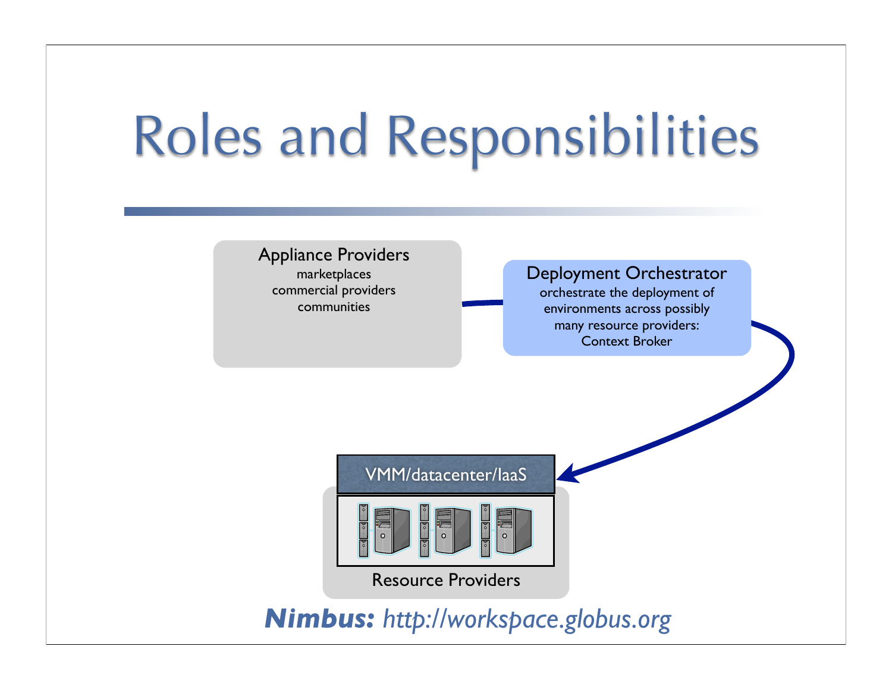# Roles and Responsibilities

**Appliance Providers**
marketplaces
commercial providers
communities

**Deployment Orchestrator**
orchestrate the deployment of environments across possibly many resource providers:
Context Broker

VMM/datacenter/IaaS

Resource Providers

***Nimbus:*** *http://workspace.globus.org*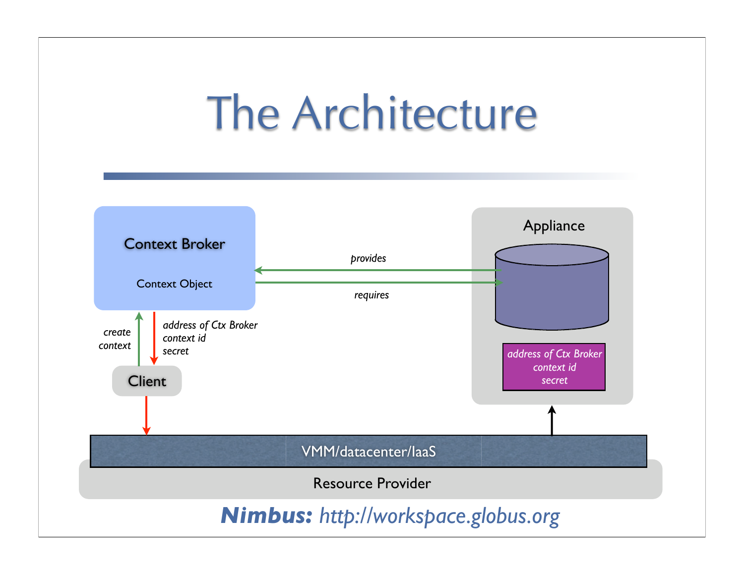# The Architecture

Context Broker

Context Object

provides

requires

Appliance

create context

address of Ctx Broker
context id
secret

Client

address of Ctx Broker
context id
secret

VMM/datacenter/IaaS

Resource Provider

***Nimbus:*** *http://workspace.globus.org*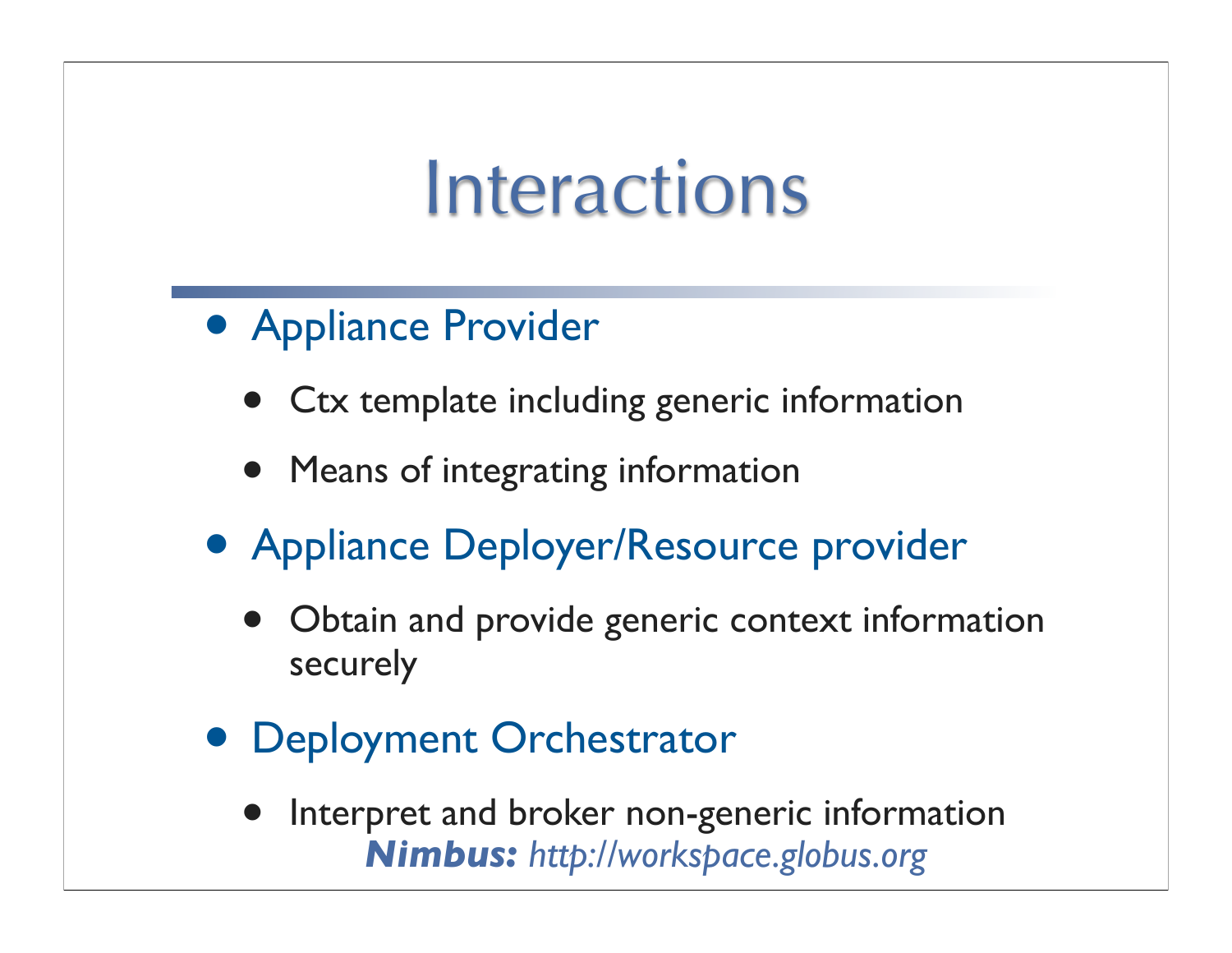# Interactions

- Appliance Provider
  - Ctx template including generic information
  - Means of integrating information
- Appliance Deployer/Resource provider
  - Obtain and provide generic context information securely
- Deployment Orchestrator
  - Interpret and broker non-generic information

***Nimbus:*** *http://workspace.globus.org*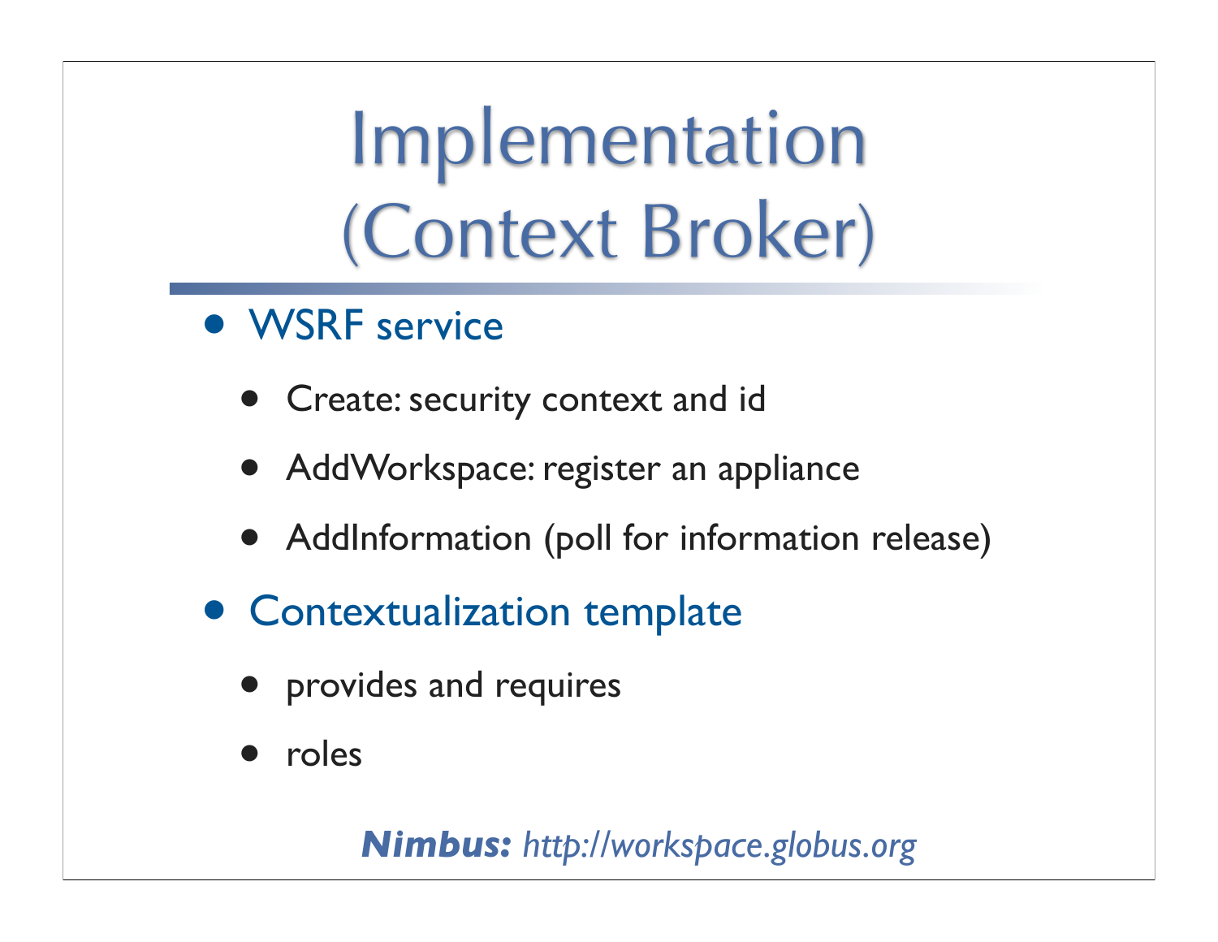# Implementation (Context Broker)

- WSRF service
    - Create: security context and id
    - AddWorkspace: register an appliance
    - AddInformation (poll for information release)
- Contextualization template
    - provides and requires
    - roles

***Nimbus:*** *http://workspace.globus.org*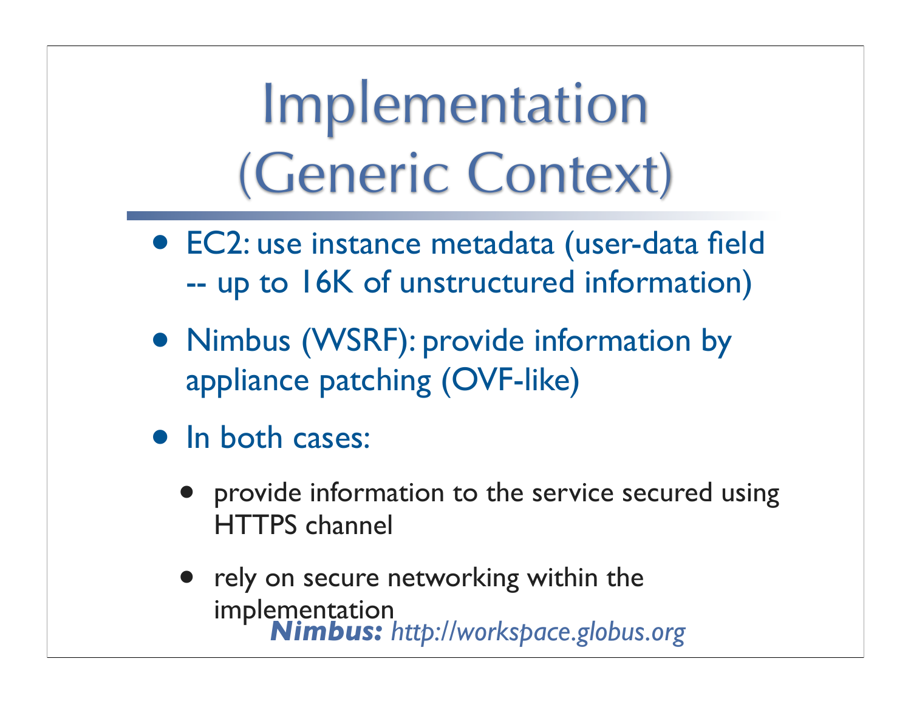# Implementation (Generic Context)

- EC2: use instance metadata (user-data field -- up to 16K of unstructured information)
- Nimbus (WSRF): provide information by appliance patching (OVF-like)
- In both cases:
  - provide information to the service secured using HTTPS channel
  - rely on secure networking within the implementation

***Nimbus:*** *http://workspace.globus.org*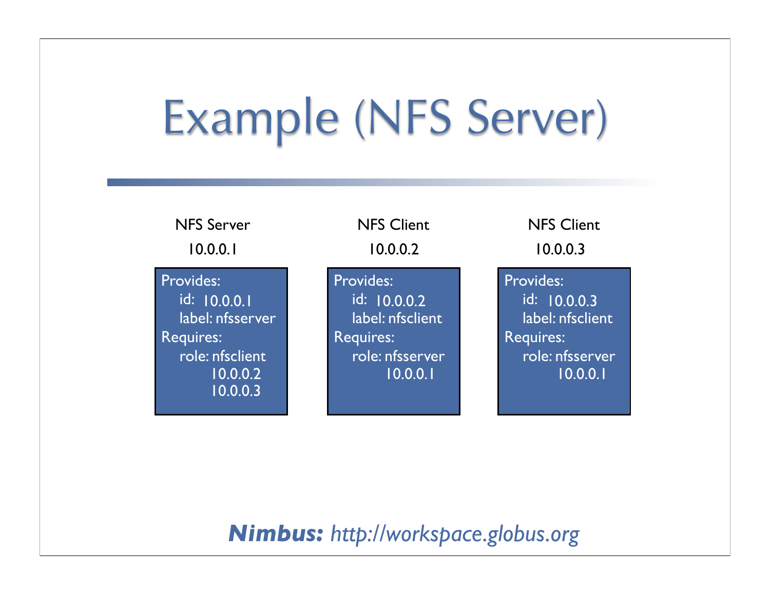# Example (NFS Server)

| NFS Server | NFS Client | NFS Client |
|---|---|---|
| 10.0.0.1 | 10.0.0.2 | 10.0.0.3 |
| Provides:<br>id: 10.0.0.1<br>label: nfsserver<br>Requires:<br>role: nfsclient<br>10.0.0.2<br>10.0.0.3 | Provides:<br>id: 10.0.0.2<br>label: nfsclient<br>Requires:<br>role: nfsserver<br>10.0.0.1 | Provides:<br>id: 10.0.0.3<br>label: nfsclient<br>Requires:<br>role: nfsserver<br>10.0.0.1 |

***Nimbus:*** *http://workspace.globus.org*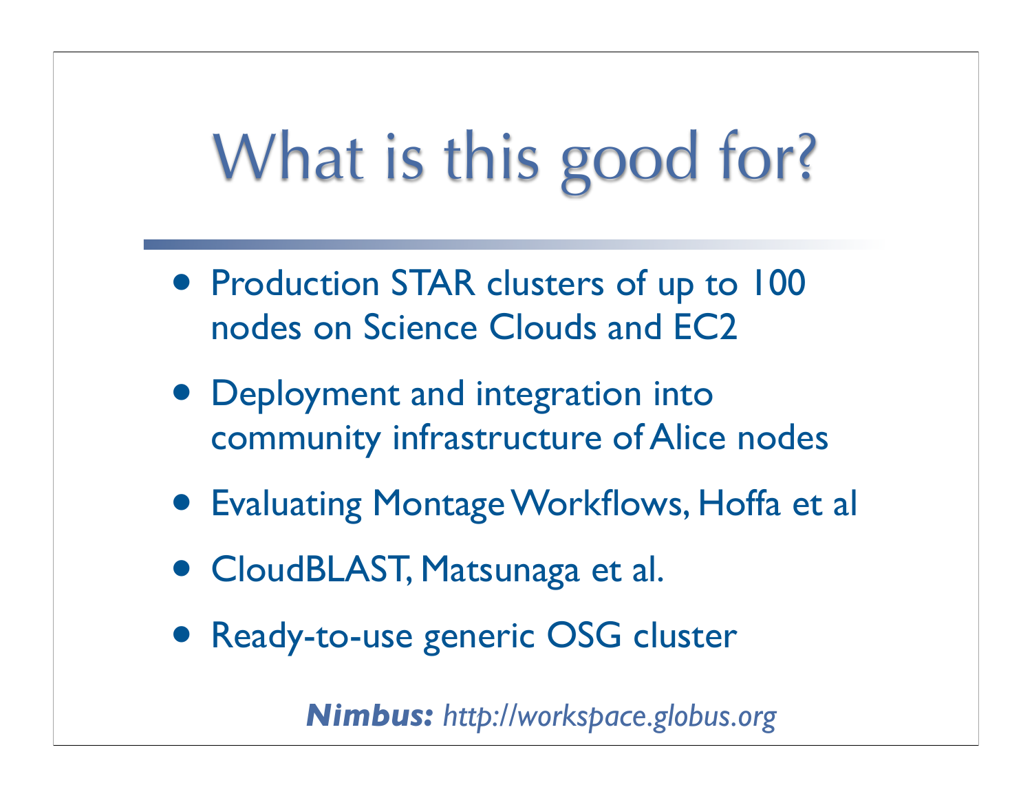# What is this good for?

- Production STAR clusters of up to 100 nodes on Science Clouds and EC2
- Deployment and integration into community infrastructure of Alice nodes
- Evaluating Montage Workflows, Hoffa et al
- CloudBLAST, Matsunaga et al.
- Ready-to-use generic OSG cluster

***Nimbus:*** *http://workspace.globus.org*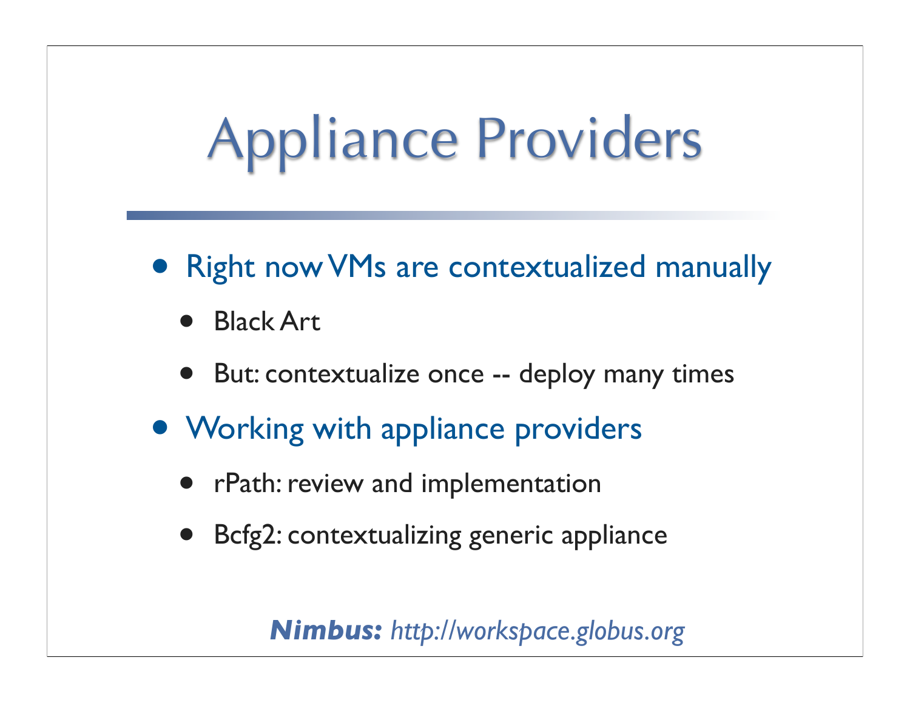# Appliance Providers

- Right now VMs are contextualized manually
  - Black Art
  - But: contextualize once -- deploy many times
- Working with appliance providers
  - rPath: review and implementation
  - Bcfg2: contextualizing generic appliance

***Nimbus:*** *http://workspace.globus.org*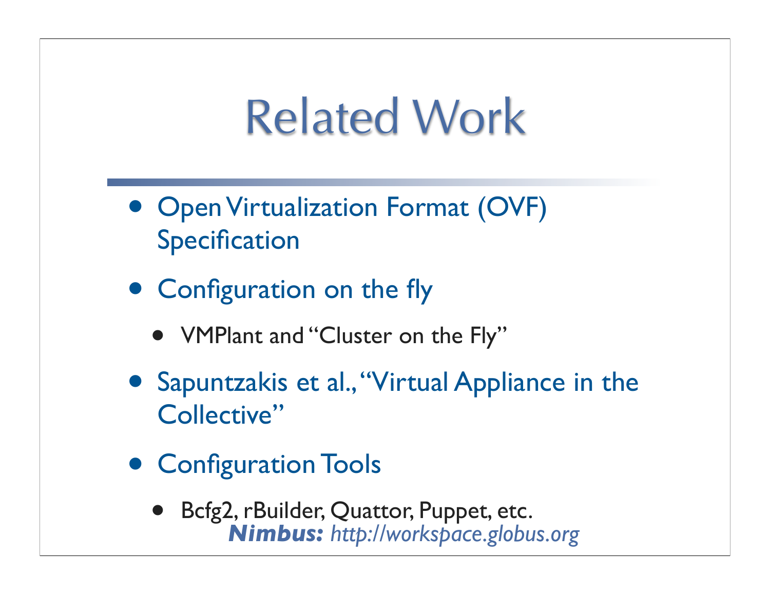# Related Work

- Open Virtualization Format (OVF) Specification
- Configuration on the fly
  - VMPlant and "Cluster on the Fly"
- Sapuntzakis et al., "Virtual Appliance in the Collective"
- Configuration Tools
  - Bcfg2, rBuilder, Quattor, Puppet, etc.

***Nimbus:*** *http://workspace.globus.org*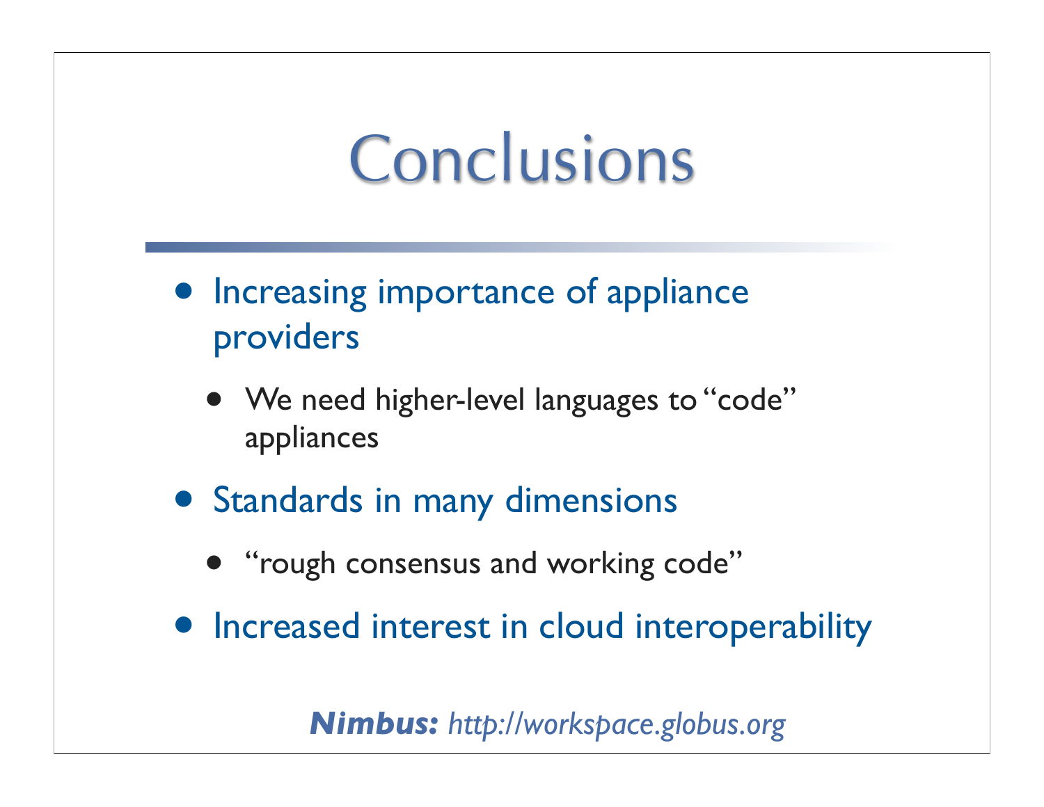# Conclusions

- Increasing importance of appliance providers
  - We need higher-level languages to "code" appliances
- Standards in many dimensions
  - "rough consensus and working code"
- Increased interest in cloud interoperability

***Nimbus:*** *http://workspace.globus.org*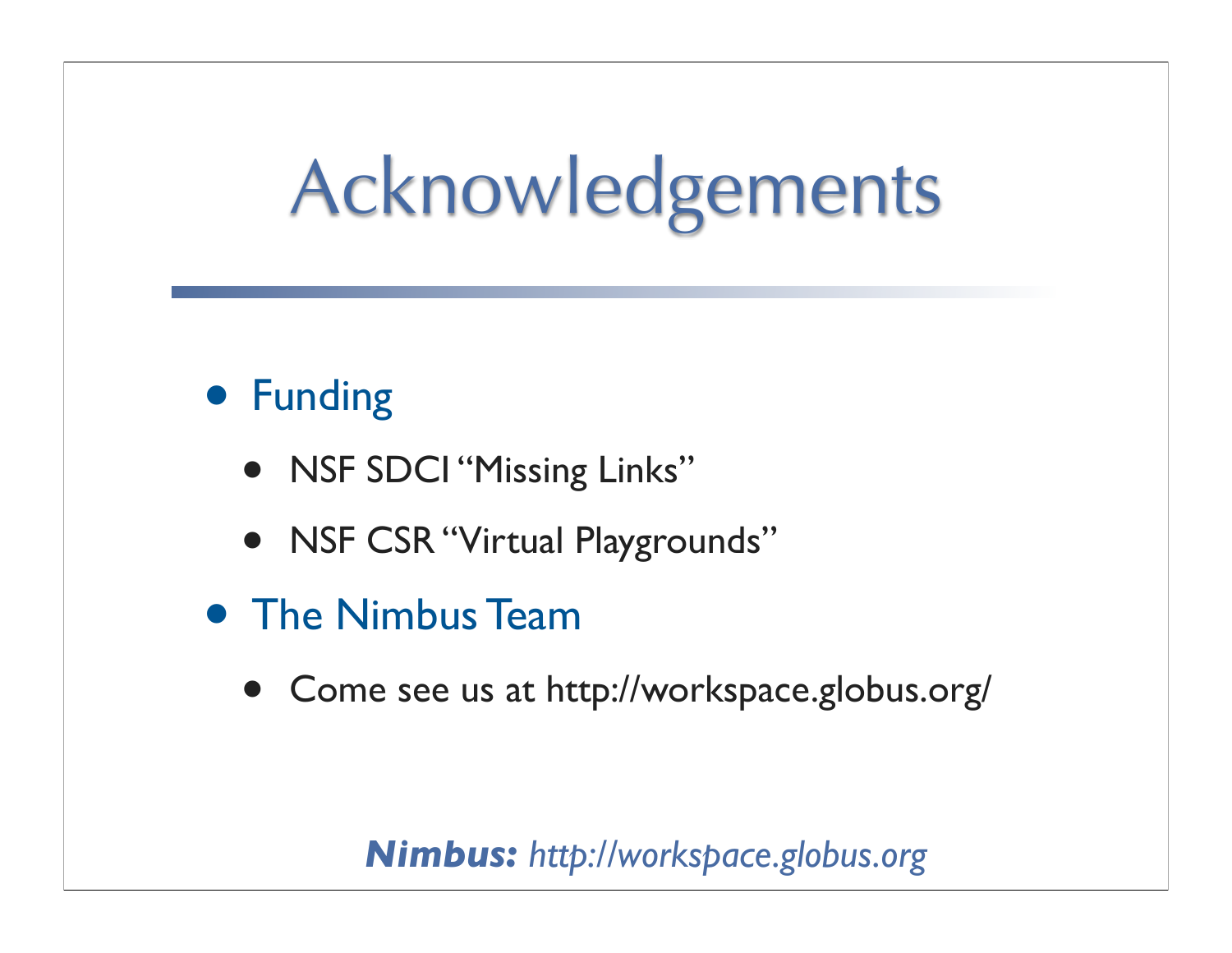# Acknowledgements

- Funding
  - NSF SDCI "Missing Links"
  - NSF CSR "Virtual Playgrounds"
- The Nimbus Team
  - Come see us at http://workspace.globus.org/

***Nimbus:*** *http://workspace.globus.org*